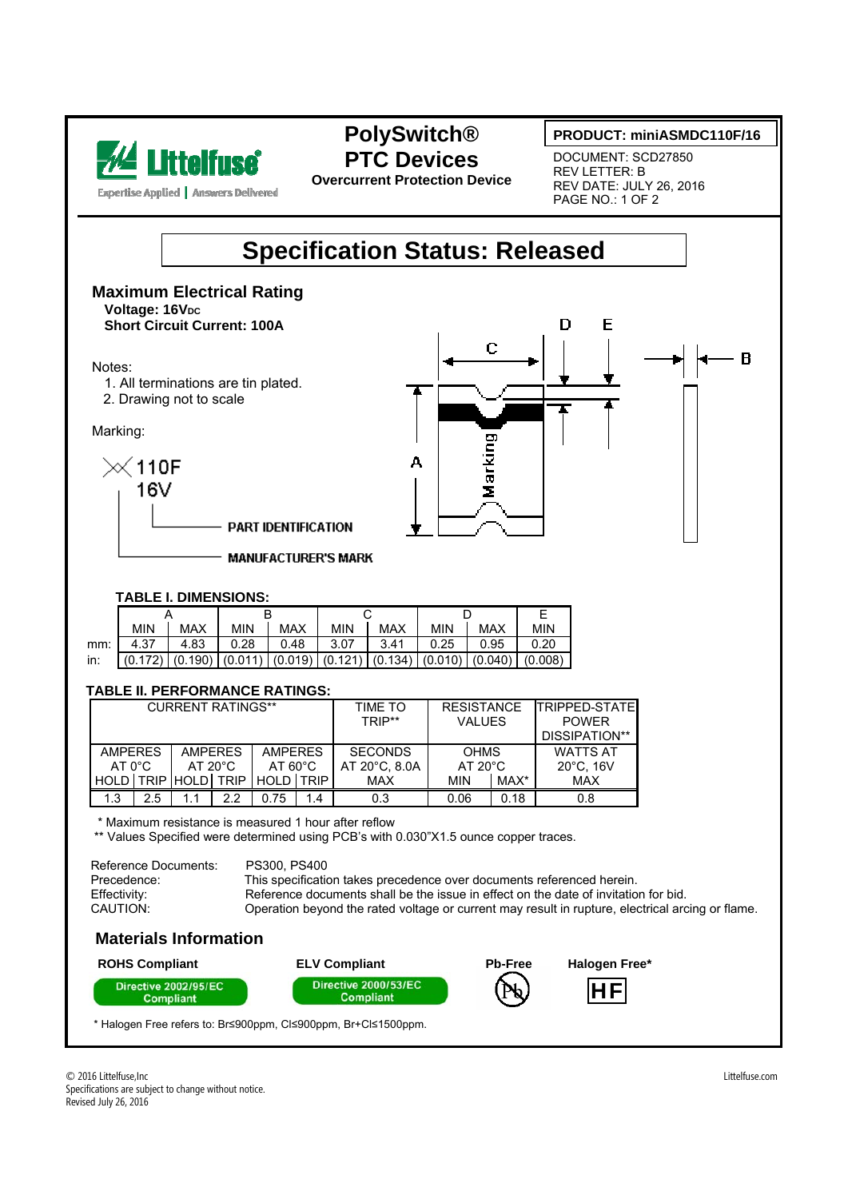Littelfuse
Expertise Applied | Answers Delivered

# PolySwitch® PTC Devices

**Overcurrent Protection Device**

**PRODUCT: miniASMDC110F/16**

DOCUMENT: SCD27850
REV LETTER: B
REV DATE: JULY 26, 2016
PAGE NO.: 1 OF 2

# Specification Status: Released

## Maximum Electrical Rating

**Voltage: 16V$_{DC}$**
**Short Circuit Current: 100A**

Notes:

1. All terminations are tin plated.
2. Drawing not to scale

Marking:

XX 110F
16V

PART IDENTIFICATION
MANUFACTURER'S MARK

### TABLE I. DIMENSIONS:

| | A | | B | | C | | D | | E |
|---|---|---|---|---|---|---|---|---|---|
| | MIN | MAX | MIN | MAX | MIN | MAX | MIN | MAX | MIN |
| mm: | 4.37 | 4.83 | 0.28 | 0.48 | 3.07 | 3.41 | 0.25 | 0.95 | 0.20 |
| in: | (0.172) | (0.190) | (0.011) | (0.019) | (0.121) | (0.134) | (0.010) | (0.040) | (0.008) |

### TABLE II. PERFORMANCE RATINGS:

| CURRENT RATINGS** | | | | | | TIME TO TRIP** | RESISTANCE VALUES | | TRIPPED-STATE POWER DISSIPATION** |
|---|---|---|---|---|---|---|---|---|---|
| AMPERES AT 0°C | | AMPERES AT 20°C | | AMPERES AT 60°C | | SECONDS AT 20°C, 8.0A | OHMS AT 20°C | | WATTS AT 20°C, 16V |
| HOLD | TRIP | HOLD | TRIP | HOLD | TRIP | MAX | MIN | MAX* | MAX |
| 1.3 | 2.5 | 1.1 | 2.2 | 0.75 | 1.4 | 0.3 | 0.06 | 0.18 | 0.8 |

\* Maximum resistance is measured 1 hour after reflow
** Values Specified were determined using PCB's with 0.030"X1.5 ounce copper traces.

Reference Documents: PS300, PS400
Precedence: This specification takes precedence over documents referenced herein.
Effectivity: Reference documents shall be the issue in effect on the date of invitation for bid.
CAUTION: Operation beyond the rated voltage or current may result in rupture, electrical arcing or flame.

## Materials Information

**ROHS Compliant** — Directive 2002/95/EC Compliant
**ELV Compliant** — Directive 2000/53/EC Compliant
**Pb-Free**
**Halogen Free*** — HF

\* Halogen Free refers to: Br≤900ppm, Cl≤900ppm, Br+Cl≤1500ppm.

© 2016 Littelfuse,Inc
Specifications are subject to change without notice.
Revised July 26, 2016
Littelfuse.com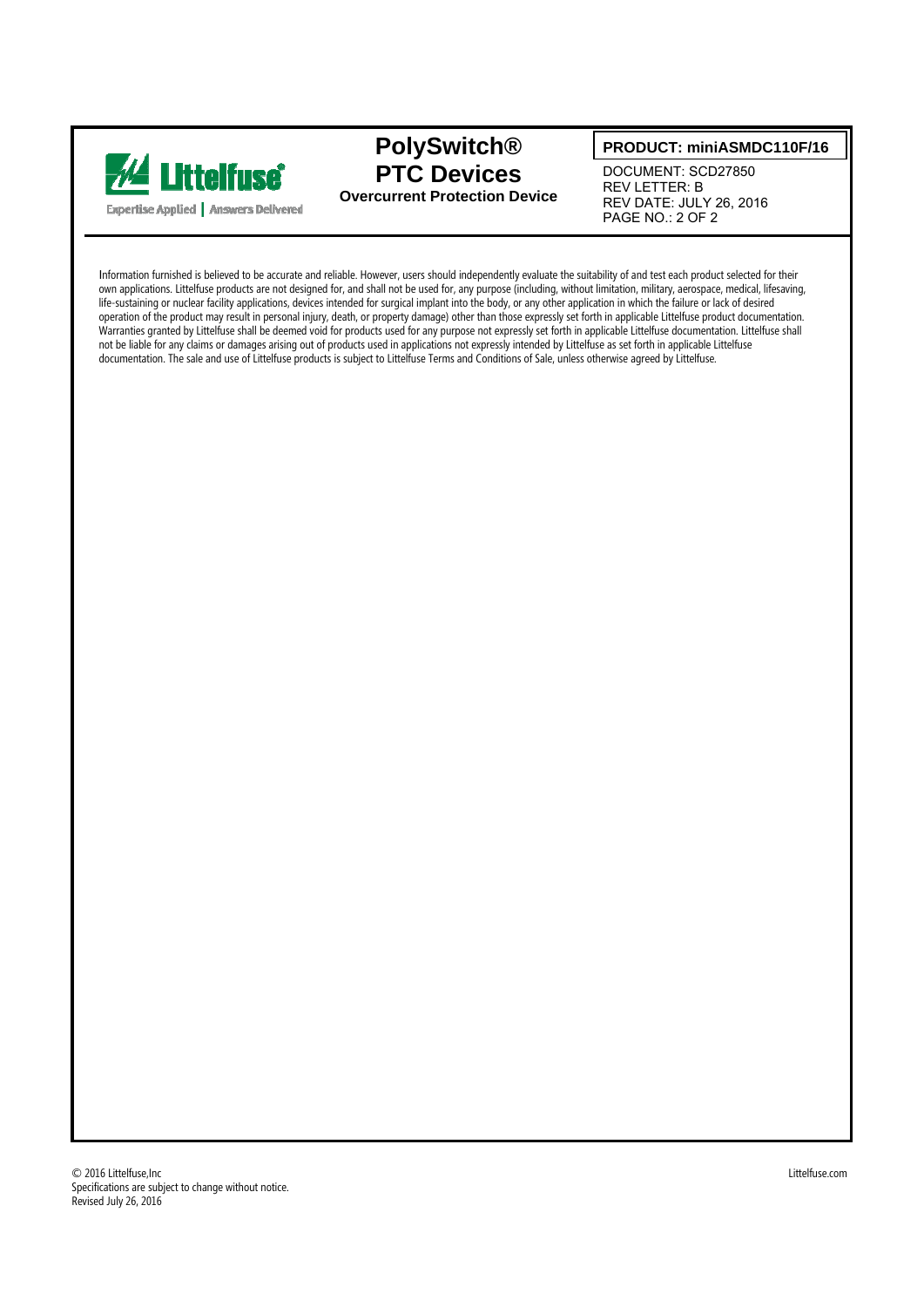# PolySwitch® PTC Devices

**Overcurrent Protection Device**

**PRODUCT: miniASMDC110F/16**

DOCUMENT: SCD27850
REV LETTER: B
REV DATE: JULY 26, 2016
PAGE NO.: 2 OF 2

Information furnished is believed to be accurate and reliable. However, users should independently evaluate the suitability of and test each product selected for their own applications. Littelfuse products are not designed for, and shall not be used for, any purpose (including, without limitation, military, aerospace, medical, lifesaving, life-sustaining or nuclear facility applications, devices intended for surgical implant into the body, or any other application in which the failure or lack of desired operation of the product may result in personal injury, death, or property damage) other than those expressly set forth in applicable Littelfuse product documentation. Warranties granted by Littelfuse shall be deemed void for products used for any purpose not expressly set forth in applicable Littelfuse documentation. Littelfuse shall not be liable for any claims or damages arising out of products used in applications not expressly intended by Littelfuse as set forth in applicable Littelfuse documentation. The sale and use of Littelfuse products is subject to Littelfuse Terms and Conditions of Sale, unless otherwise agreed by Littelfuse.

© 2016 Littelfuse,Inc
Specifications are subject to change without notice.
Revised July 26, 2016

Littelfuse.com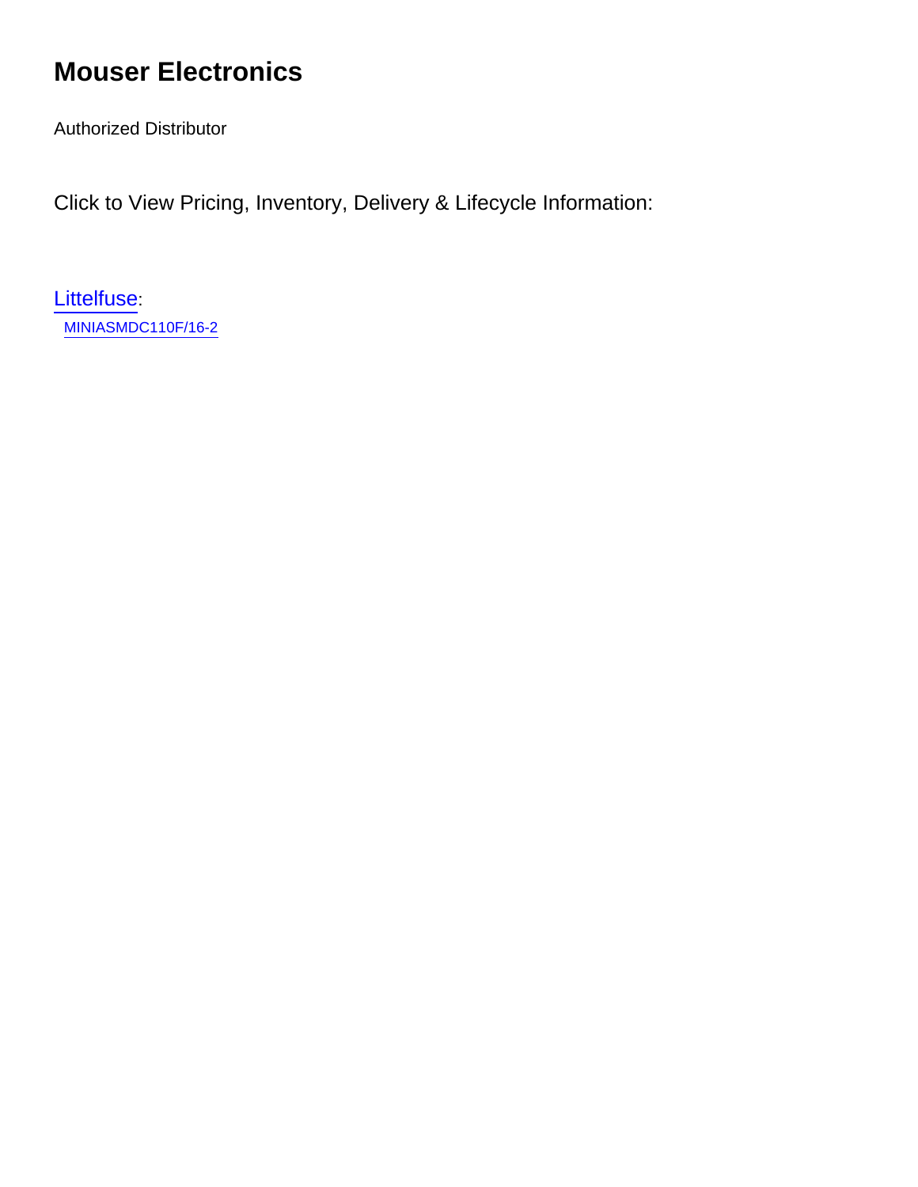# Mouser Electronics

Authorized Distributor

Click to View Pricing, Inventory, Delivery & Lifecycle Information:

Littelfuse:

MINIASMDC110F/16-2